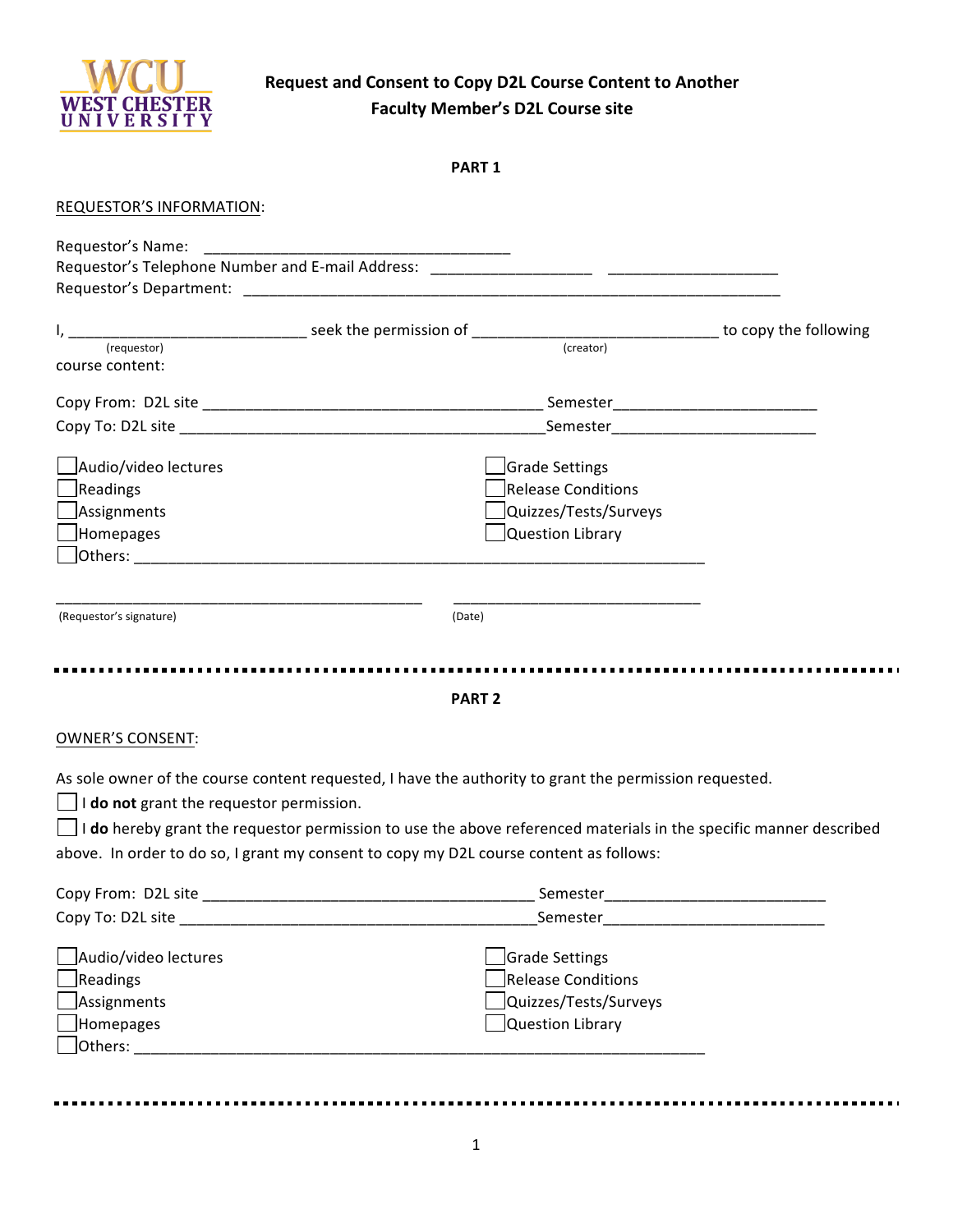WEST CHESTER UNIVERSITY

# Request and Consent to Copy D2L Course Content to Another Faculty Member's D2L Course site

## PART 1

REQUESTOR'S INFORMATION:

Requestor's Name: ____________________________________

Requestor's Telephone Number and E-mail Address: ___________________ ___________________

Requestor's Department: ______________________________________________________________

I, ____________________________ seek the permission of ____________________________ to copy the following course content:

(requestor) (creator)

Copy From: D2L site _______________________________________ Semester_______________________

Copy To: D2L site __________________________________________ Semester_______________________

- ☐ Audio/video lectures
- ☐ Readings
- ☐ Assignments
- ☐ Homepages
- ☐ Grade Settings
- ☐ Release Conditions
- ☐ Quizzes/Tests/Surveys
- ☐ Question Library
- ☐ Others: ___________________________________________________________________

_____________________________________________ _____________________________

(Requestor's signature) (Date)

---

## PART 2

OWNER'S CONSENT:

As sole owner of the course content requested, I have the authority to grant the permission requested.

☐ I **do not** grant the requestor permission.

☐ I **do** hereby grant the requestor permission to use the above referenced materials in the specific manner described above. In order to do so, I grant my consent to copy my D2L course content as follows:

Copy From: D2L site _______________________________________ Semester_________________________

Copy To: D2L site __________________________________________ Semester_________________________

- ☐ Audio/video lectures
- ☐ Readings
- ☐ Assignments
- ☐ Homepages
- ☐ Grade Settings
- ☐ Release Conditions
- ☐ Quizzes/Tests/Surveys
- ☐ Question Library
- ☐ Others: ___________________________________________________________________

---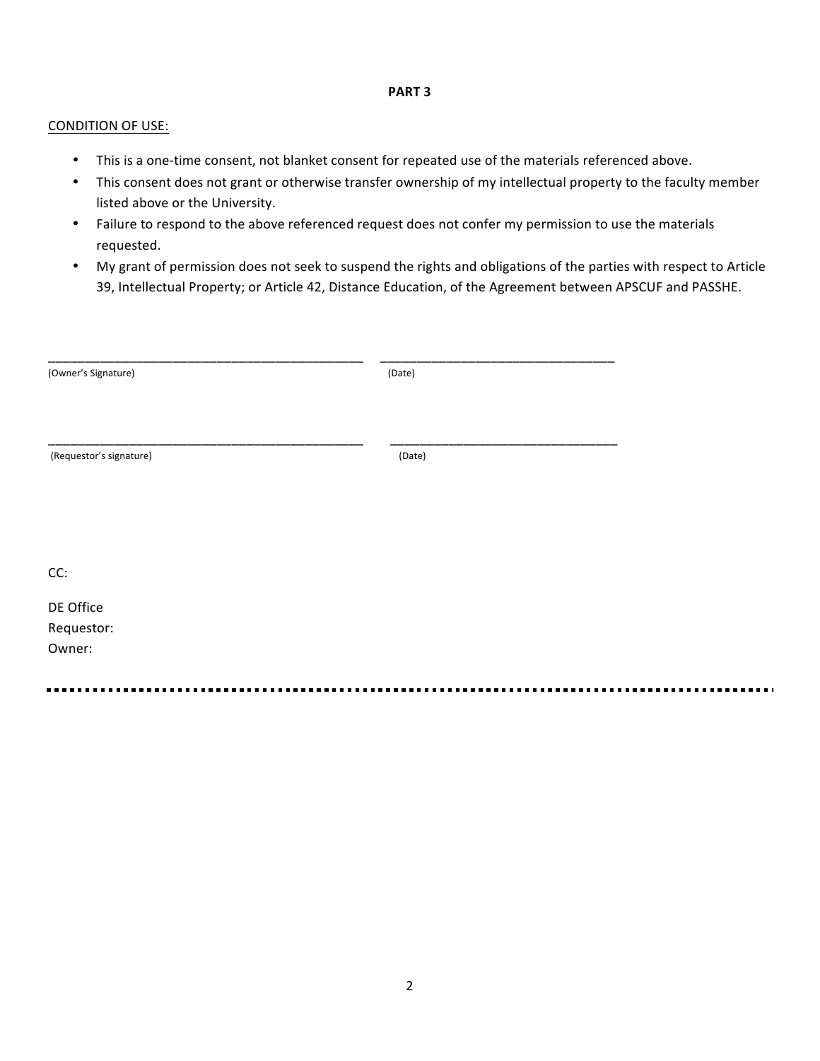**PART 3**

CONDITION OF USE:

- This is a one-time consent, not blanket consent for repeated use of the materials referenced above.
- This consent does not grant or otherwise transfer ownership of my intellectual property to the faculty member listed above or the University.
- Failure to respond to the above referenced request does not confer my permission to use the materials requested.
- My grant of permission does not seek to suspend the rights and obligations of the parties with respect to Article 39, Intellectual Property; or Article 42, Distance Education, of the Agreement between APSCUF and PASSHE.

_______________________________________________ _________________________________

(Owner's Signature) (Date)

_______________________________________________ _________________________________

(Requestor's signature) (Date)

CC:

DE Office

Requestor:

Owner: